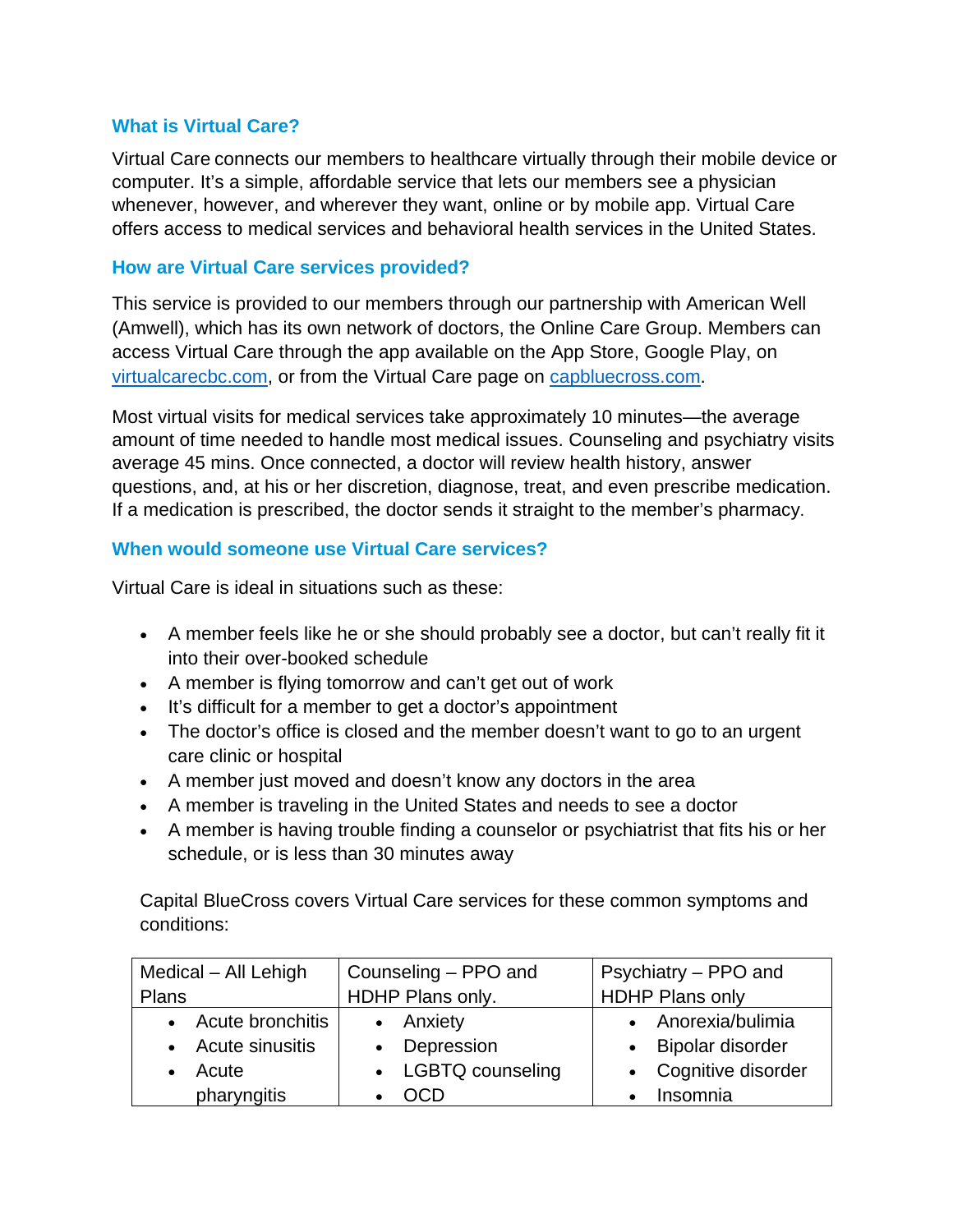## What is Virtual Care?

Virtual Care connects our members to healthcare virtually through their mobile device or computer. It's a simple, affordable service that lets our members see a physician whenever, however, and wherever they want, online or by mobile app. Virtual Care offers access to medical services and behavioral health services in the United States.

## How are Virtual Care services provided?

This service is provided to our members through our partnership with American Well (Amwell), which has its own network of doctors, the Online Care Group. Members can access Virtual Care through the app available on the App Store, Google Play, on [virtualcarecbc.com](virtualcarecbc.com), or from the Virtual Care page on [capbluecross.com](capbluecross.com).

Most virtual visits for medical services take approximately 10 minutes—the average amount of time needed to handle most medical issues. Counseling and psychiatry visits average 45 mins. Once connected, a doctor will review health history, answer questions, and, at his or her discretion, diagnose, treat, and even prescribe medication. If a medication is prescribed, the doctor sends it straight to the member's pharmacy.

## When would someone use Virtual Care services?

Virtual Care is ideal in situations such as these:

- A member feels like he or she should probably see a doctor, but can't really fit it into their over-booked schedule
- A member is flying tomorrow and can't get out of work
- It's difficult for a member to get a doctor's appointment
- The doctor's office is closed and the member doesn't want to go to an urgent care clinic or hospital
- A member just moved and doesn't know any doctors in the area
- A member is traveling in the United States and needs to see a doctor
- A member is having trouble finding a counselor or psychiatrist that fits his or her schedule, or is less than 30 minutes away

Capital BlueCross covers Virtual Care services for these common symptoms and conditions:

| Medical – All Lehigh Plans | Counseling – PPO and HDHP Plans only. | Psychiatry – PPO and HDHP Plans only |
|---|---|---|
| • Acute bronchitis<br>• Acute sinusitis<br>• Acute pharyngitis | • Anxiety<br>• Depression<br>• LGBTQ counseling<br>• OCD | • Anorexia/bulimia<br>• Bipolar disorder<br>• Cognitive disorder<br>• Insomnia |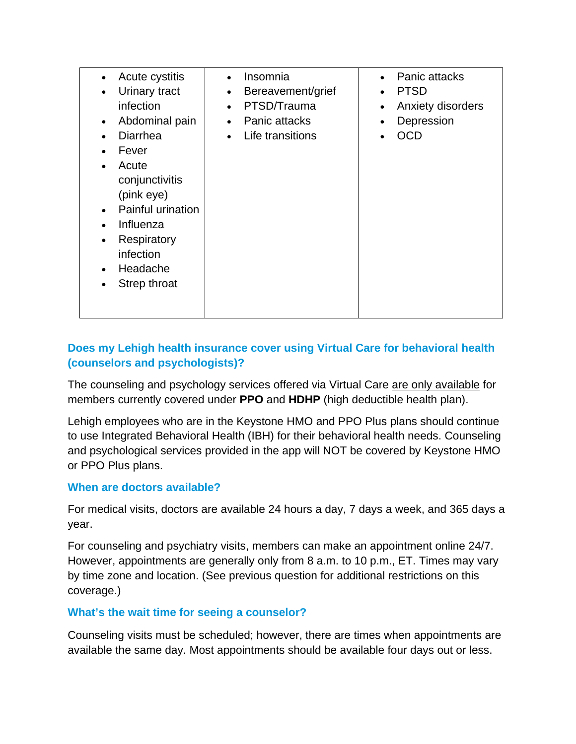| | | |
|---|---|---|
| • Acute cystitis<br>• Urinary tract infection<br>• Abdominal pain<br>• Diarrhea<br>• Fever<br>• Acute conjunctivitis (pink eye)<br>• Painful urination<br>• Influenza<br>• Respiratory infection<br>• Headache<br>• Strep throat | • Insomnia<br>• Bereavement/grief<br>• PTSD/Trauma<br>• Panic attacks<br>• Life transitions | • Panic attacks<br>• PTSD<br>• Anxiety disorders<br>• Depression<br>• OCD |

### Does my Lehigh health insurance cover using Virtual Care for behavioral health (counselors and psychologists)?

The counseling and psychology services offered via Virtual Care are only available for members currently covered under **PPO** and **HDHP** (high deductible health plan).

Lehigh employees who are in the Keystone HMO and PPO Plus plans should continue to use Integrated Behavioral Health (IBH) for their behavioral health needs. Counseling and psychological services provided in the app will NOT be covered by Keystone HMO or PPO Plus plans.

### When are doctors available?

For medical visits, doctors are available 24 hours a day, 7 days a week, and 365 days a year.

For counseling and psychiatry visits, members can make an appointment online 24/7. However, appointments are generally only from 8 a.m. to 10 p.m., ET. Times may vary by time zone and location. (See previous question for additional restrictions on this coverage.)

### What's the wait time for seeing a counselor?

Counseling visits must be scheduled; however, there are times when appointments are available the same day. Most appointments should be available four days out or less.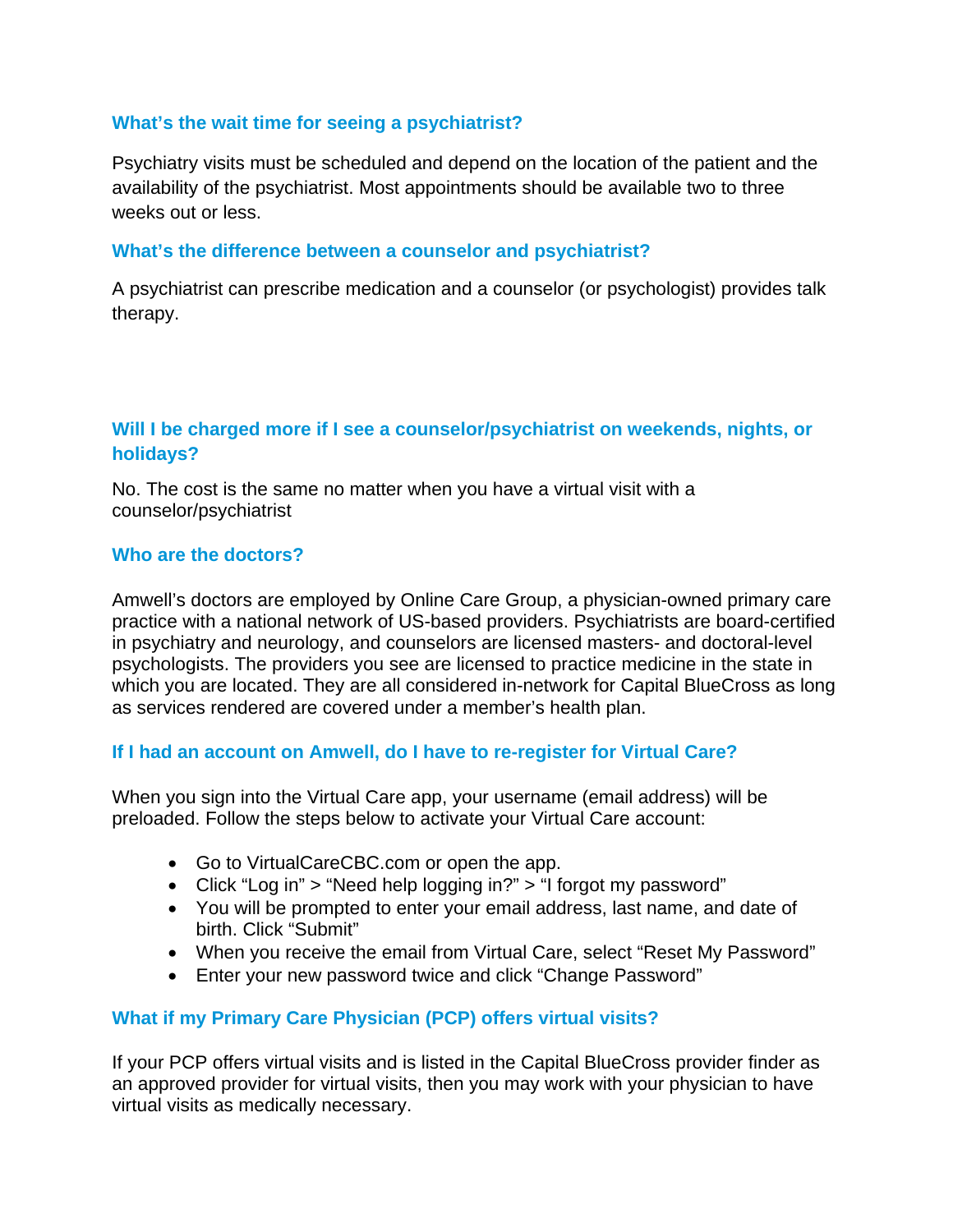### What's the wait time for seeing a psychiatrist?

Psychiatry visits must be scheduled and depend on the location of the patient and the availability of the psychiatrist. Most appointments should be available two to three weeks out or less.

### What's the difference between a counselor and psychiatrist?

A psychiatrist can prescribe medication and a counselor (or psychologist) provides talk therapy.

### Will I be charged more if I see a counselor/psychiatrist on weekends, nights, or holidays?

No. The cost is the same no matter when you have a virtual visit with a counselor/psychiatrist

### Who are the doctors?

Amwell's doctors are employed by Online Care Group, a physician-owned primary care practice with a national network of US-based providers. Psychiatrists are board-certified in psychiatry and neurology, and counselors are licensed masters- and doctoral-level psychologists. The providers you see are licensed to practice medicine in the state in which you are located. They are all considered in-network for Capital BlueCross as long as services rendered are covered under a member's health plan.

### If I had an account on Amwell, do I have to re-register for Virtual Care?

When you sign into the Virtual Care app, your username (email address) will be preloaded. Follow the steps below to activate your Virtual Care account:

- Go to VirtualCareCBC.com or open the app.
- Click "Log in" > "Need help logging in?" > "I forgot my password"
- You will be prompted to enter your email address, last name, and date of birth. Click "Submit"
- When you receive the email from Virtual Care, select "Reset My Password"
- Enter your new password twice and click "Change Password"

### What if my Primary Care Physician (PCP) offers virtual visits?

If your PCP offers virtual visits and is listed in the Capital BlueCross provider finder as an approved provider for virtual visits, then you may work with your physician to have virtual visits as medically necessary.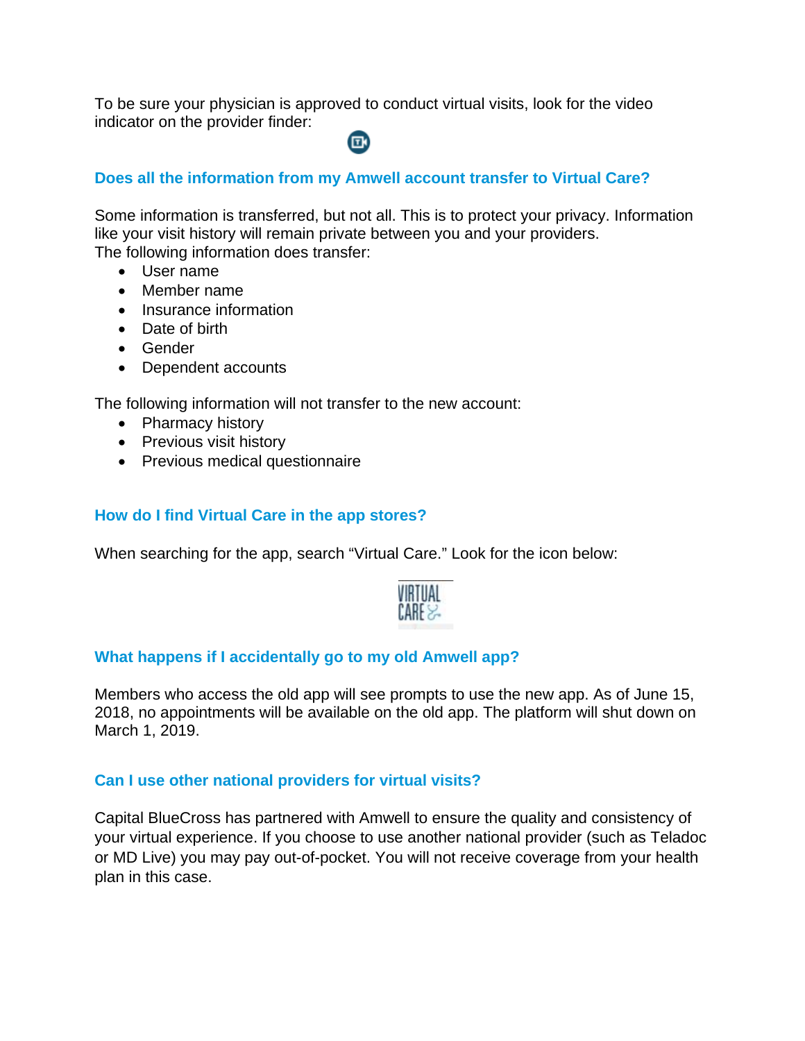To be sure your physician is approved to conduct virtual visits, look for the video indicator on the provider finder:

### Does all the information from my Amwell account transfer to Virtual Care?

Some information is transferred, but not all. This is to protect your privacy. Information like your visit history will remain private between you and your providers.
The following information does transfer:

- User name
- Member name
- Insurance information
- Date of birth
- Gender
- Dependent accounts

The following information will not transfer to the new account:

- Pharmacy history
- Previous visit history
- Previous medical questionnaire

### How do I find Virtual Care in the app stores?

When searching for the app, search "Virtual Care." Look for the icon below:

### What happens if I accidentally go to my old Amwell app?

Members who access the old app will see prompts to use the new app. As of June 15, 2018, no appointments will be available on the old app. The platform will shut down on March 1, 2019.

### Can I use other national providers for virtual visits?

Capital BlueCross has partnered with Amwell to ensure the quality and consistency of your virtual experience. If you choose to use another national provider (such as Teladoc or MD Live) you may pay out-of-pocket. You will not receive coverage from your health plan in this case.